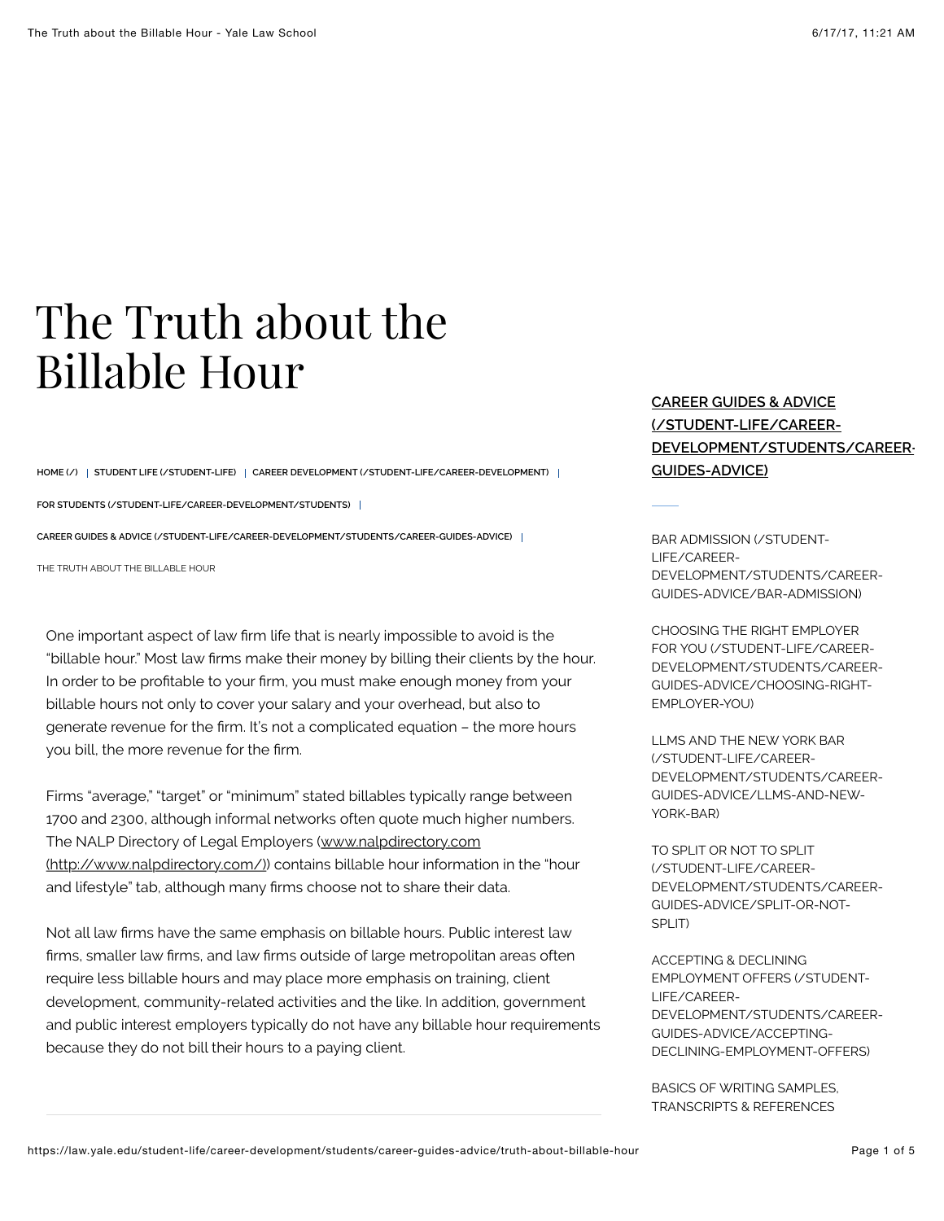# The Truth about the Billable Hour

HOME (/) | STUDENT LIFE (/STUDENT-LIFE) | CAREER DEVELOPMENT (/STUDENT-LIFE/CAREER-DEVELOPMENT) | FOR STUDENTS (/STUDENT-LIFE/CAREER-DEVELOPMENT/STUDENTS) | CAREER GUIDES & ADVICE (/STUDENT-LIFE/CAREER-DEVELOPMENT/STUDENTS/CAREER-GUIDES-ADVICE) | THE TRUTH ABOUT THE BILLABLE HOUR

One important aspect of law firm life that is nearly impossible to avoid is the "billable hour." Most law firms make their money by billing their clients by the hour. In order to be profitable to your firm, you must make enough money from your billable hours not only to cover your salary and your overhead, but also to generate revenue for the firm. It's not a complicated equation – the more hours you bill, the more revenue for the firm.

Firms "average," "target" or "minimum" stated billables typically range between 1700 and 2300, although informal networks often quote much higher numbers. The NALP Directory of Legal Employers (www.nalpdirectory.com (http://www.nalpdirectory.com/)) contains billable hour information in the "hour and lifestyle" tab, although many firms choose not to share their data.

Not all law firms have the same emphasis on billable hours. Public interest law firms, smaller law firms, and law firms outside of large metropolitan areas often require less billable hours and may place more emphasis on training, client development, community-related activities and the like. In addition, government and public interest employers typically do not have any billable hour requirements because they do not bill their hours to a paying client.

**CAREER GUIDES & ADVICE (/STUDENT-LIFE/CAREER-DEVELOPMENT/STUDENTS/CAREER-GUIDES-ADVICE)**

BAR ADMISSION (/STUDENT-LIFE/CAREER-DEVELOPMENT/STUDENTS/CAREER-GUIDES-ADVICE/BAR-ADMISSION)

CHOOSING THE RIGHT EMPLOYER FOR YOU (/STUDENT-LIFE/CAREER-DEVELOPMENT/STUDENTS/CAREER-GUIDES-ADVICE/CHOOSING-RIGHT-EMPLOYER-YOU)

LLMS AND THE NEW YORK BAR (/STUDENT-LIFE/CAREER-DEVELOPMENT/STUDENTS/CAREER-GUIDES-ADVICE/LLMS-AND-NEW-YORK-BAR)

TO SPLIT OR NOT TO SPLIT (/STUDENT-LIFE/CAREER-DEVELOPMENT/STUDENTS/CAREER-GUIDES-ADVICE/SPLIT-OR-NOT-SPLIT)

ACCEPTING & DECLINING EMPLOYMENT OFFERS (/STUDENT-LIFE/CAREER-DEVELOPMENT/STUDENTS/CAREER-GUIDES-ADVICE/ACCEPTING-DECLINING-EMPLOYMENT-OFFERS)

BASICS OF WRITING SAMPLES, TRANSCRIPTS & REFERENCES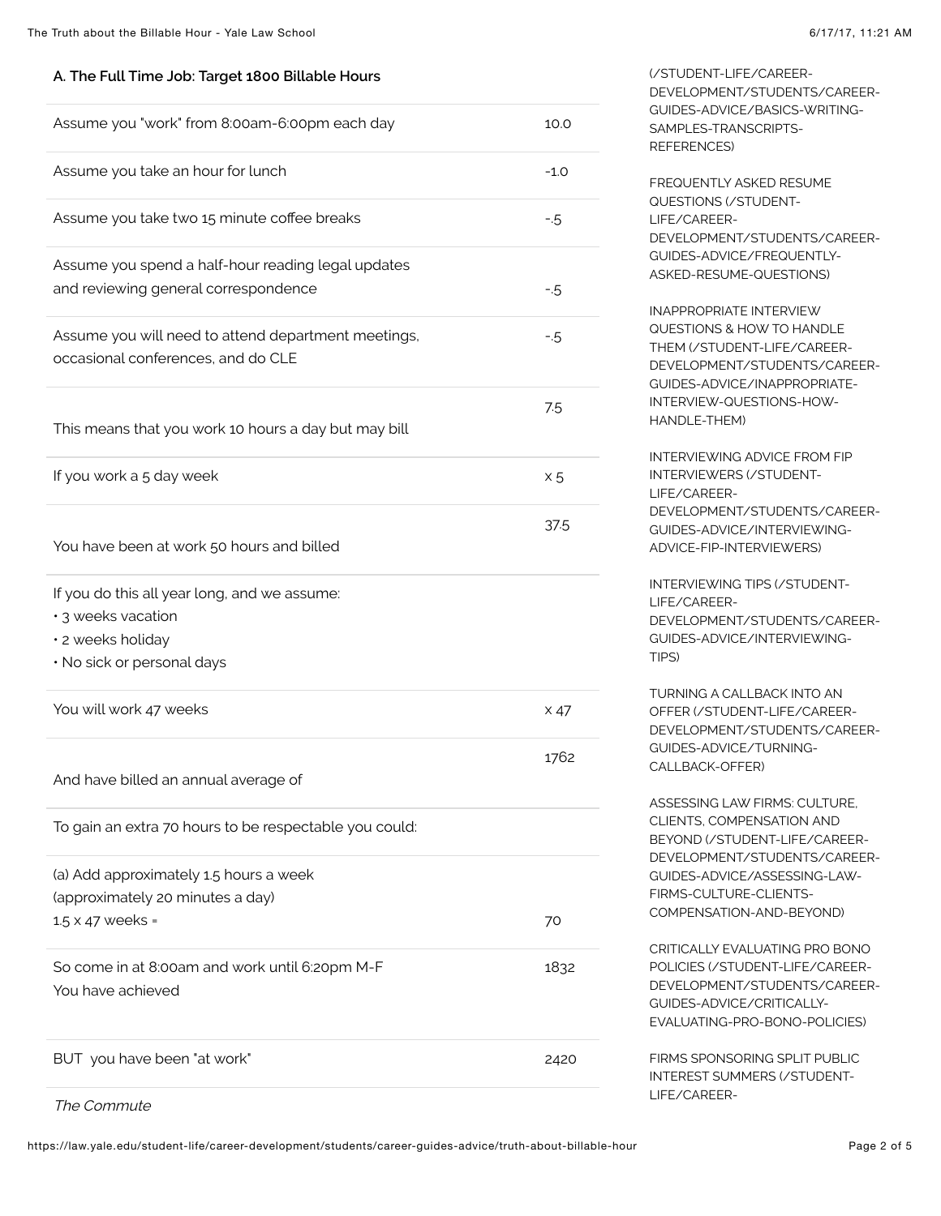### A. The Full Time Job: Target 1800 Billable Hours

| | |
|---|---|
| Assume you "work" from 8:00am-6:00pm each day | 10.0 |
| Assume you take an hour for lunch | -1.0 |
| Assume you take two 15 minute coffee breaks | -.5 |
| Assume you spend a half-hour reading legal updates and reviewing general correspondence | -.5 |
| Assume you will need to attend department meetings, occasional conferences, and do CLE | -.5 |
| This means that you work 10 hours a day but may bill | 7.5 |
| If you work a 5 day week | x 5 |
| You have been at work 50 hours and billed | 37.5 |
| If you do this all year long, and we assume:<br>• 3 weeks vacation<br>• 2 weeks holiday<br>• No sick or personal days | |
| You will work 47 weeks | x 47 |
| And have billed an annual average of | 1762 |
| To gain an extra 70 hours to be respectable you could: | |
| (a) Add approximately 1.5 hours a week (approximately 20 minutes a day)<br>1.5 x 47 weeks = | 70 |
| So come in at 8:00am and work until 6:20pm M-F<br>You have achieved | 1832 |
| BUT you have been "at work" | 2420 |

*The Commute*

(/STUDENT-LIFE/CAREER-DEVELOPMENT/STUDENTS/CAREER-GUIDES-ADVICE/BASICS-WRITING-SAMPLES-TRANSCRIPTS-REFERENCES)

FREQUENTLY ASKED RESUME QUESTIONS (/STUDENT-LIFE/CAREER-DEVELOPMENT/STUDENTS/CAREER-GUIDES-ADVICE/FREQUENTLY-ASKED-RESUME-QUESTIONS)

INAPPROPRIATE INTERVIEW QUESTIONS & HOW TO HANDLE THEM (/STUDENT-LIFE/CAREER-DEVELOPMENT/STUDENTS/CAREER-GUIDES-ADVICE/INAPPROPRIATE-INTERVIEW-QUESTIONS-HOW-HANDLE-THEM)

INTERVIEWING ADVICE FROM FIP INTERVIEWERS (/STUDENT-LIFE/CAREER-DEVELOPMENT/STUDENTS/CAREER-GUIDES-ADVICE/INTERVIEWING-ADVICE-FIP-INTERVIEWERS)

INTERVIEWING TIPS (/STUDENT-LIFE/CAREER-DEVELOPMENT/STUDENTS/CAREER-GUIDES-ADVICE/INTERVIEWING-TIPS)

TURNING A CALLBACK INTO AN OFFER (/STUDENT-LIFE/CAREER-DEVELOPMENT/STUDENTS/CAREER-GUIDES-ADVICE/TURNING-CALLBACK-OFFER)

ASSESSING LAW FIRMS: CULTURE, CLIENTS, COMPENSATION AND BEYOND (/STUDENT-LIFE/CAREER-DEVELOPMENT/STUDENTS/CAREER-GUIDES-ADVICE/ASSESSING-LAW-FIRMS-CULTURE-CLIENTS-COMPENSATION-AND-BEYOND)

CRITICALLY EVALUATING PRO BONO POLICIES (/STUDENT-LIFE/CAREER-DEVELOPMENT/STUDENTS/CAREER-GUIDES-ADVICE/CRITICALLY-EVALUATING-PRO-BONO-POLICIES)

FIRMS SPONSORING SPLIT PUBLIC INTEREST SUMMERS (/STUDENT-LIFE/CAREER-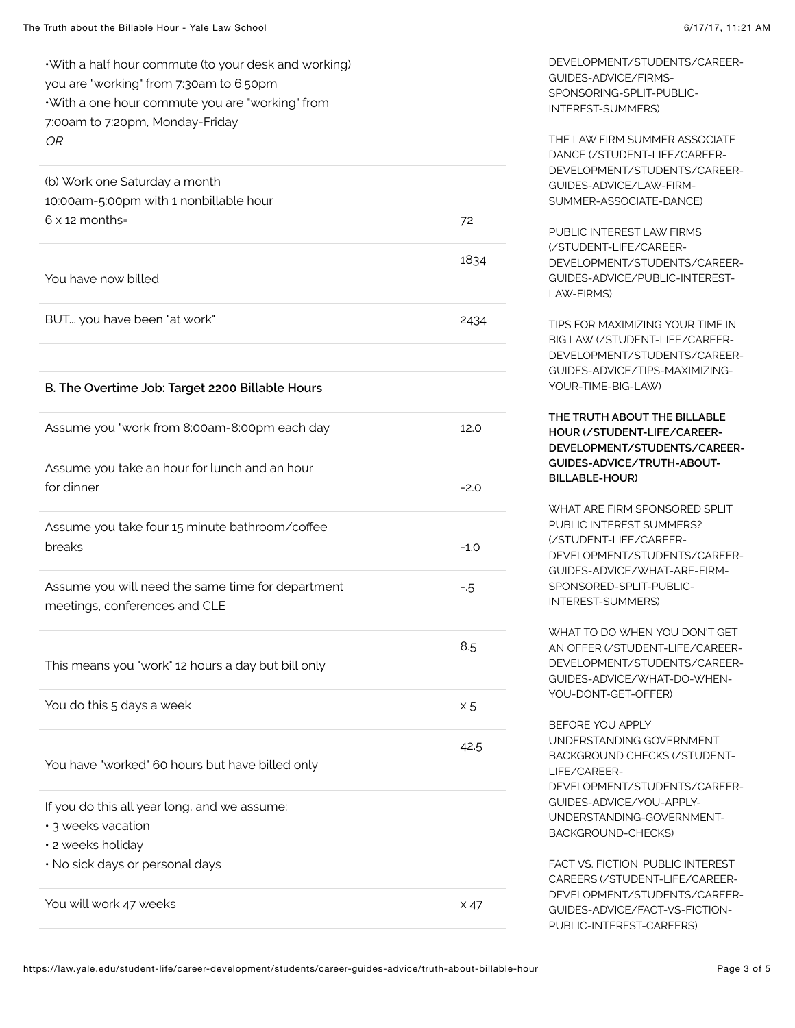•With a half hour commute (to your desk and working) you are "working" from 7:30am to 6:50pm
•With a one hour commute you are "working" from 7:00am to 7:20pm, Monday-Friday
*OR*

| | |
|---|---|
| (b) Work one Saturday a month 10:00am-5:00pm with 1 nonbillable hour 6 x 12 months= | 72 |
| You have now billed | 1834 |
| BUT... you have been "at work" | 2434 |

**B. The Overtime Job: Target 2200 Billable Hours**

| | |
|---|---|
| Assume you "work from 8:00am-8:00pm each day | 12.0 |
| Assume you take an hour for lunch and an hour for dinner | -2.0 |
| Assume you take four 15 minute bathroom/coffee breaks | -1.0 |
| Assume you will need the same time for department meetings, conferences and CLE | -.5 |
| This means you "work" 12 hours a day but bill only | 8.5 |
| You do this 5 days a week | x 5 |
| You have "worked" 60 hours but have billed only | 42.5 |
| If you do this all year long, and we assume:<br>• 3 weeks vacation<br>• 2 weeks holiday<br>• No sick days or personal days | |
| You will work 47 weeks | x 47 |

DEVELOPMENT/STUDENTS/CAREER-GUIDES-ADVICE/FIRMS-SPONSORING-SPLIT-PUBLIC-INTEREST-SUMMERS)

THE LAW FIRM SUMMER ASSOCIATE DANCE (/STUDENT-LIFE/CAREER-DEVELOPMENT/STUDENTS/CAREER-GUIDES-ADVICE/LAW-FIRM-SUMMER-ASSOCIATE-DANCE)

PUBLIC INTEREST LAW FIRMS (/STUDENT-LIFE/CAREER-DEVELOPMENT/STUDENTS/CAREER-GUIDES-ADVICE/PUBLIC-INTEREST-LAW-FIRMS)

TIPS FOR MAXIMIZING YOUR TIME IN BIG LAW (/STUDENT-LIFE/CAREER-DEVELOPMENT/STUDENTS/CAREER-GUIDES-ADVICE/TIPS-MAXIMIZING-YOUR-TIME-BIG-LAW)

**THE TRUTH ABOUT THE BILLABLE HOUR (/STUDENT-LIFE/CAREER-DEVELOPMENT/STUDENTS/CAREER-GUIDES-ADVICE/TRUTH-ABOUT-BILLABLE-HOUR)**

WHAT ARE FIRM SPONSORED SPLIT PUBLIC INTEREST SUMMERS? (/STUDENT-LIFE/CAREER-DEVELOPMENT/STUDENTS/CAREER-GUIDES-ADVICE/WHAT-ARE-FIRM-SPONSORED-SPLIT-PUBLIC-INTEREST-SUMMERS)

WHAT TO DO WHEN YOU DON'T GET AN OFFER (/STUDENT-LIFE/CAREER-DEVELOPMENT/STUDENTS/CAREER-GUIDES-ADVICE/WHAT-DO-WHEN-YOU-DONT-GET-OFFER)

BEFORE YOU APPLY: UNDERSTANDING GOVERNMENT BACKGROUND CHECKS (/STUDENT-LIFE/CAREER-DEVELOPMENT/STUDENTS/CAREER-GUIDES-ADVICE/YOU-APPLY-UNDERSTANDING-GOVERNMENT-BACKGROUND-CHECKS)

FACT VS. FICTION: PUBLIC INTEREST CAREERS (/STUDENT-LIFE/CAREER-DEVELOPMENT/STUDENTS/CAREER-GUIDES-ADVICE/FACT-VS-FICTION-PUBLIC-INTEREST-CAREERS)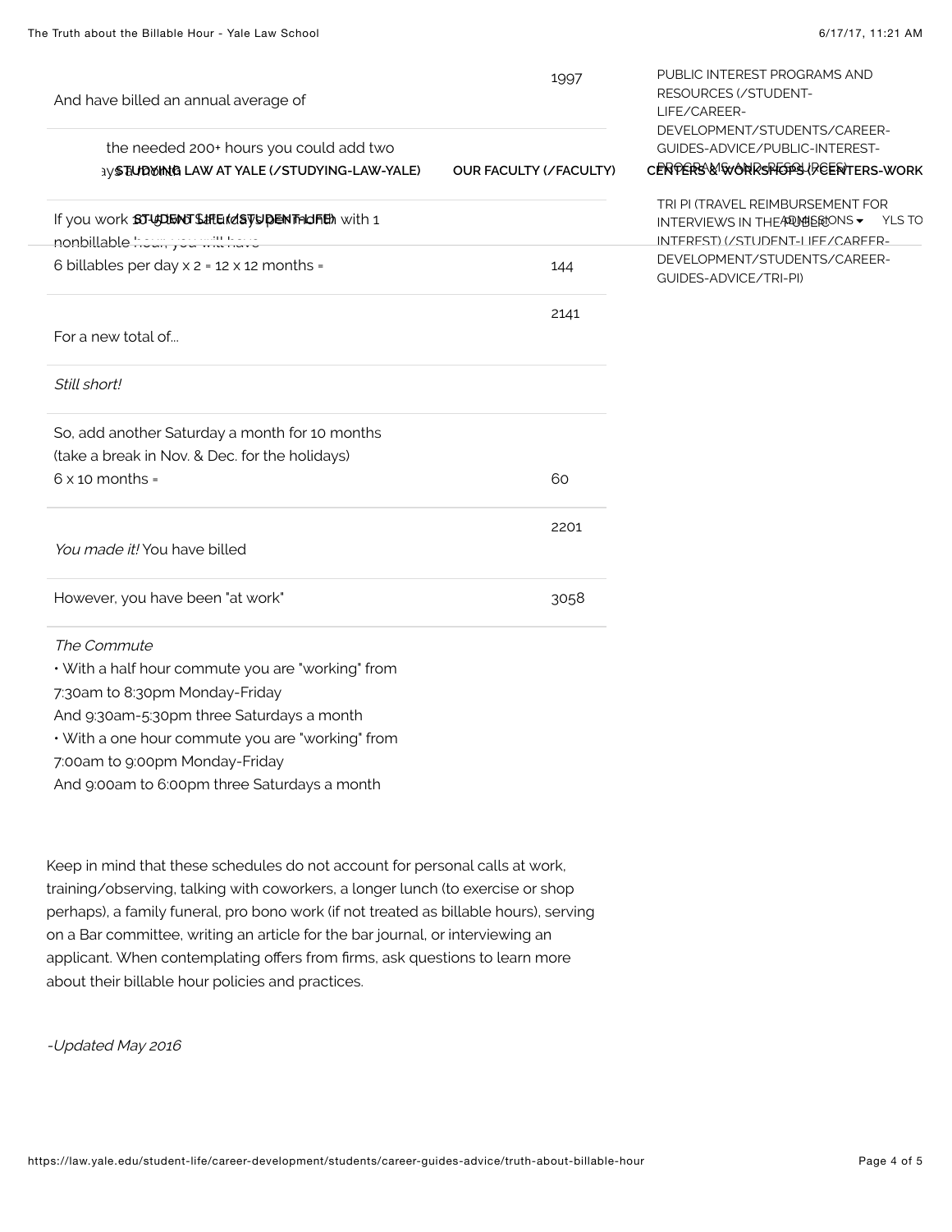| | |
|---|---|
| And have billed an annual average of | 1997 |
| To get the needed 200+ hours you could add two Saturdays a month | |
| If you work 10-5 two Saturdays per month with 1 nonbillable hour, you will have 6 billables per day x 2 = 12 x 12 months = | 144 |
| For a new total of... | 2141 |
| *Still short!* | |
| So, add another Saturday a month for 10 months (take a break in Nov. & Dec. for the holidays) 6 x 10 months = | 60 |
| *You made it!* You have billed | 2201 |
| However, you have been "at work" | 3058 |

*The Commute*

- With a half hour commute you are "working" from 7:30am to 8:30pm Monday-Friday
  And 9:30am-5:30pm three Saturdays a month
- With a one hour commute you are "working" from 7:00am to 9:00pm Monday-Friday
  And 9:00am to 6:00pm three Saturdays a month

Keep in mind that these schedules do not account for personal calls at work, training/observing, talking with coworkers, a longer lunch (to exercise or shop perhaps), a family funeral, pro bono work (if not treated as billable hours), serving on a Bar committee, writing an article for the bar journal, or interviewing an applicant. When contemplating offers from firms, ask questions to learn more about their billable hour policies and practices.

*-Updated May 2016*

PUBLIC INTEREST PROGRAMS AND RESOURCES (/STUDENT-LIFE/CAREER-DEVELOPMENT/STUDENTS/CAREER-GUIDES-ADVICE/PUBLIC-INTEREST-PROGRAMS-AND-RESOURCES)

TRI PI (TRAVEL REIMBURSEMENT FOR INTERVIEWS IN THE PUBLIC INTEREST) (/STUDENT-LIFE/CAREER-DEVELOPMENT/STUDENTS/CAREER-GUIDES-ADVICE/TRI-PI)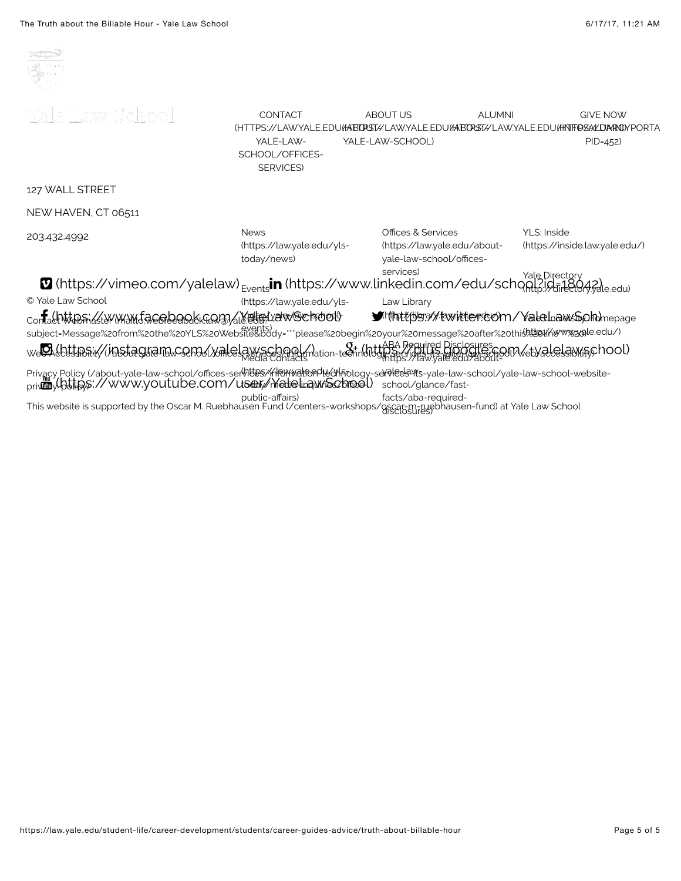Yale Law School

CONTACT (HTTPS://LAW.YALE.EDU/ABOUT-YALE-LAW-SCHOOL/OFFICES-SERVICES)

ABOUT US (HTTPS://LAW.YALE.EDU/ABOUT-YALE-LAW-SCHOOL)

ALUMNI (HTTPS://LAW.YALE.EDU/ALUMNI)

GIVE NOW (HTTPS://ALUMNIPORTAL...PID=452)

127 WALL STREET

NEW HAVEN, CT 06511

203.432.4992

News (https://law.yale.edu/yls-today/news)

Events (https://law.yale.edu/yls-today/yale-law-school-events)

Media Contacts (https://law.yale.edu/yls-today/media-inquiries/office-public-affairs)

Offices & Services (https://law.yale.edu/about-yale-law-school/offices-services)

Law Library (http://library.law.yale.edu/)

ABA Required Disclosures (https://law.yale.edu/about-yale-law-school/glance/fast-facts/aba-required-disclosures)

YLS: Inside (https://inside.law.yale.edu/)

Yale Directory (http://directory.yale.edu)

Yale University Homepage (http://www.yale.edu/)

(https://vimeo.com/yalelaw) (https://www.linkedin.com/edu/school?id=18042)

(https://www.facebook.com/YaleLawSchool) (https://twitter.com/YaleLawSch)

(https://instagram.com/yalelawschool/) (https://plus.google.com/+yalelawschool)

(https://www.youtube.com/user/YaleLawSchool)

© Yale Law School

Contact Webmaster (mailto:webfeedback.law@yale.edu?subject=Message%20from%20the%20YLS%20Website&body=***please%20begin%20your%20message%20after%20this%20line***%20)

Web Accessibility (/about-yale-law-school/offices-services/information-technology-services-its-yale-law-school/web-accessibility)

Privacy Policy (/about-yale-law-school/offices-services/information-technology-services-its-yale-law-school/yale-law-school-website-privacy-policy)

This website is supported by the Oscar M. Ruebhausen Fund (/centers-workshops/oscar-m-ruebhausen-fund) at Yale Law School